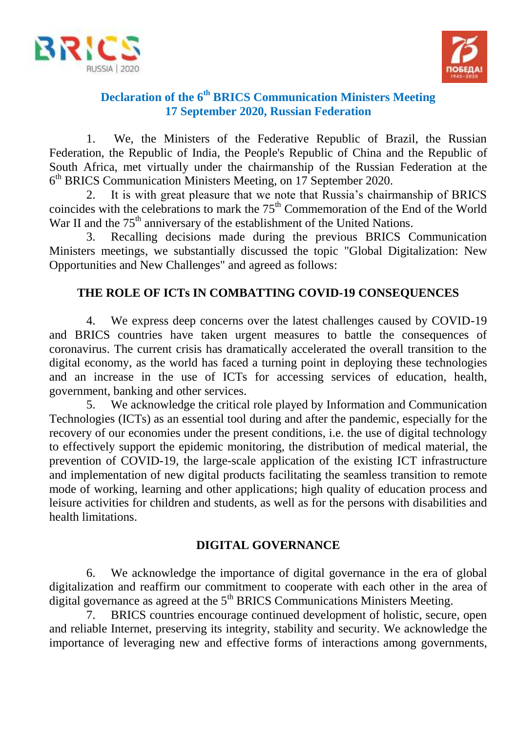# Declaration of the 6th BRICS Communication Ministers Meeting
## 17 September 2020, Russian Federation

1. We, the Ministers of the Federative Republic of Brazil, the Russian Federation, the Republic of India, the People's Republic of China and the Republic of South Africa, met virtually under the chairmanship of the Russian Federation at the 6th BRICS Communication Ministers Meeting, on 17 September 2020.

2. It is with great pleasure that we note that Russia's chairmanship of BRICS coincides with the celebrations to mark the 75th Commemoration of the End of the World War II and the 75th anniversary of the establishment of the United Nations.

3. Recalling decisions made during the previous BRICS Communication Ministers meetings, we substantially discussed the topic "Global Digitalization: New Opportunities and New Challenges" and agreed as follows:

### THE ROLE OF ICTs IN COMBATTING COVID-19 CONSEQUENCES

4. We express deep concerns over the latest challenges caused by COVID-19 and BRICS countries have taken urgent measures to battle the consequences of coronavirus. The current crisis has dramatically accelerated the overall transition to the digital economy, as the world has faced a turning point in deploying these technologies and an increase in the use of ICTs for accessing services of education, health, government, banking and other services.

5. We acknowledge the critical role played by Information and Communication Technologies (ICTs) as an essential tool during and after the pandemic, especially for the recovery of our economies under the present conditions, i.e. the use of digital technology to effectively support the epidemic monitoring, the distribution of medical material, the prevention of COVID-19, the large-scale application of the existing ICT infrastructure and implementation of new digital products facilitating the seamless transition to remote mode of working, learning and other applications; high quality of education process and leisure activities for children and students, as well as for the persons with disabilities and health limitations.

### DIGITAL GOVERNANCE

6. We acknowledge the importance of digital governance in the era of global digitalization and reaffirm our commitment to cooperate with each other in the area of digital governance as agreed at the 5th BRICS Communications Ministers Meeting.

7. BRICS countries encourage continued development of holistic, secure, open and reliable Internet, preserving its integrity, stability and security. We acknowledge the importance of leveraging new and effective forms of interactions among governments,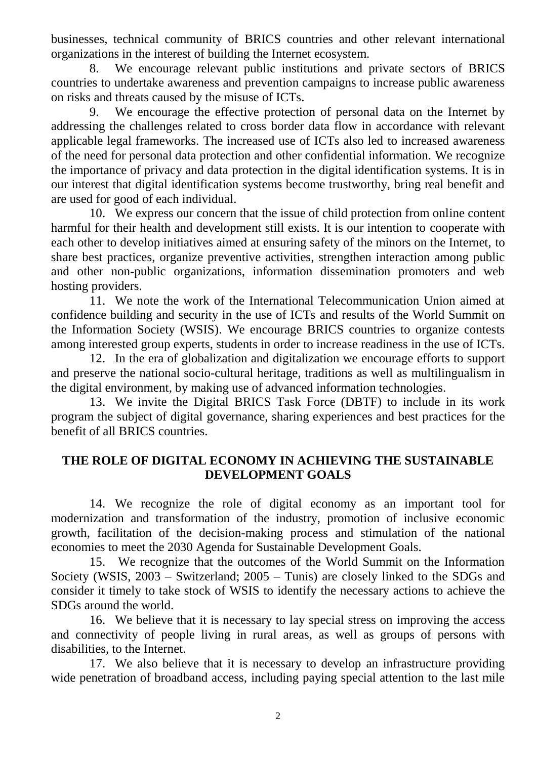businesses, technical community of BRICS countries and other relevant international organizations in the interest of building the Internet ecosystem.

8. We encourage relevant public institutions and private sectors of BRICS countries to undertake awareness and prevention campaigns to increase public awareness on risks and threats caused by the misuse of ICTs.

9. We encourage the effective protection of personal data on the Internet by addressing the challenges related to cross border data flow in accordance with relevant applicable legal frameworks. The increased use of ICTs also led to increased awareness of the need for personal data protection and other confidential information. We recognize the importance of privacy and data protection in the digital identification systems. It is in our interest that digital identification systems become trustworthy, bring real benefit and are used for good of each individual.

10. We express our concern that the issue of child protection from online content harmful for their health and development still exists. It is our intention to cooperate with each other to develop initiatives aimed at ensuring safety of the minors on the Internet, to share best practices, organize preventive activities, strengthen interaction among public and other non-public organizations, information dissemination promoters and web hosting providers.

11. We note the work of the International Telecommunication Union aimed at confidence building and security in the use of ICTs and results of the World Summit on the Information Society (WSIS). We encourage BRICS countries to organize contests among interested group experts, students in order to increase readiness in the use of ICTs.

12. In the era of globalization and digitalization we encourage efforts to support and preserve the national socio-cultural heritage, traditions as well as multilingualism in the digital environment, by making use of advanced information technologies.

13. We invite the Digital BRICS Task Force (DBTF) to include in its work program the subject of digital governance, sharing experiences and best practices for the benefit of all BRICS countries.

## THE ROLE OF DIGITAL ECONOMY IN ACHIEVING THE SUSTAINABLE DEVELOPMENT GOALS

14. We recognize the role of digital economy as an important tool for modernization and transformation of the industry, promotion of inclusive economic growth, facilitation of the decision-making process and stimulation of the national economies to meet the 2030 Agenda for Sustainable Development Goals.

15. We recognize that the outcomes of the World Summit on the Information Society (WSIS, 2003 – Switzerland; 2005 – Tunis) are closely linked to the SDGs and consider it timely to take stock of WSIS to identify the necessary actions to achieve the SDGs around the world.

16. We believe that it is necessary to lay special stress on improving the access and connectivity of people living in rural areas, as well as groups of persons with disabilities, to the Internet.

17. We also believe that it is necessary to develop an infrastructure providing wide penetration of broadband access, including paying special attention to the last mile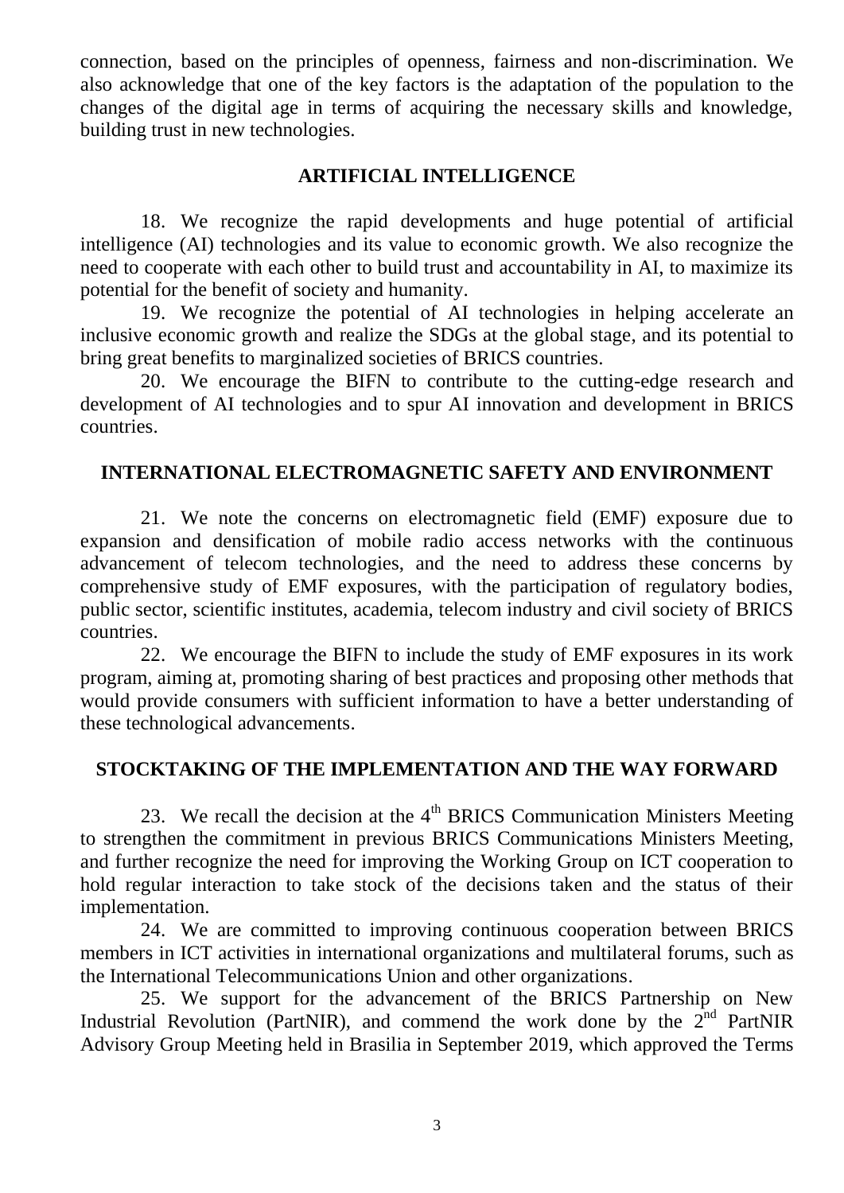connection, based on the principles of openness, fairness and non-discrimination. We also acknowledge that one of the key factors is the adaptation of the population to the changes of the digital age in terms of acquiring the necessary skills and knowledge, building trust in new technologies.

## ARTIFICIAL INTELLIGENCE

18. We recognize the rapid developments and huge potential of artificial intelligence (AI) technologies and its value to economic growth. We also recognize the need to cooperate with each other to build trust and accountability in AI, to maximize its potential for the benefit of society and humanity.

19. We recognize the potential of AI technologies in helping accelerate an inclusive economic growth and realize the SDGs at the global stage, and its potential to bring great benefits to marginalized societies of BRICS countries.

20. We encourage the BIFN to contribute to the cutting-edge research and development of AI technologies and to spur AI innovation and development in BRICS countries.

## INTERNATIONAL ELECTROMAGNETIC SAFETY AND ENVIRONMENT

21. We note the concerns on electromagnetic field (EMF) exposure due to expansion and densification of mobile radio access networks with the continuous advancement of telecom technologies, and the need to address these concerns by comprehensive study of EMF exposures, with the participation of regulatory bodies, public sector, scientific institutes, academia, telecom industry and civil society of BRICS countries.

22. We encourage the BIFN to include the study of EMF exposures in its work program, aiming at, promoting sharing of best practices and proposing other methods that would provide consumers with sufficient information to have a better understanding of these technological advancements.

## STOCKTAKING OF THE IMPLEMENTATION AND THE WAY FORWARD

23. We recall the decision at the 4th BRICS Communication Ministers Meeting to strengthen the commitment in previous BRICS Communications Ministers Meeting, and further recognize the need for improving the Working Group on ICT cooperation to hold regular interaction to take stock of the decisions taken and the status of their implementation.

24. We are committed to improving continuous cooperation between BRICS members in ICT activities in international organizations and multilateral forums, such as the International Telecommunications Union and other organizations.

25. We support for the advancement of the BRICS Partnership on New Industrial Revolution (PartNIR), and commend the work done by the 2nd PartNIR Advisory Group Meeting held in Brasilia in September 2019, which approved the Terms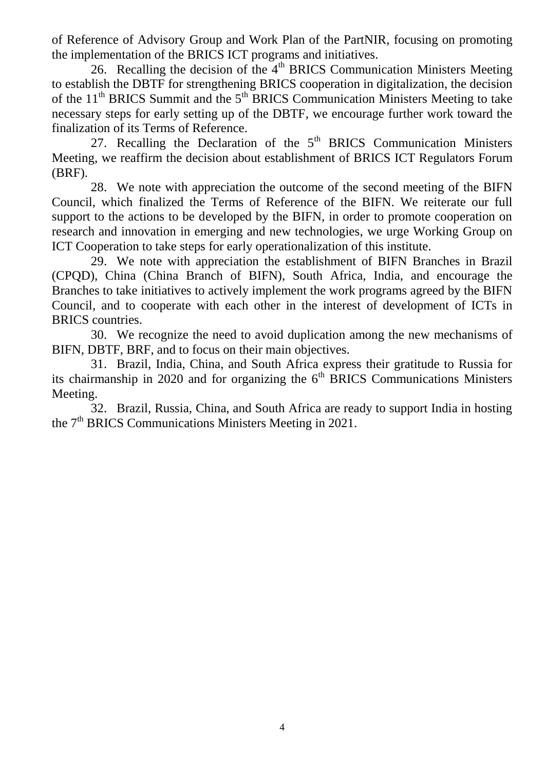of Reference of Advisory Group and Work Plan of the PartNIR, focusing on promoting the implementation of the BRICS ICT programs and initiatives.

26. Recalling the decision of the 4th BRICS Communication Ministers Meeting to establish the DBTF for strengthening BRICS cooperation in digitalization, the decision of the 11th BRICS Summit and the 5th BRICS Communication Ministers Meeting to take necessary steps for early setting up of the DBTF, we encourage further work toward the finalization of its Terms of Reference.

27. Recalling the Declaration of the 5th BRICS Communication Ministers Meeting, we reaffirm the decision about establishment of BRICS ICT Regulators Forum (BRF).

28. We note with appreciation the outcome of the second meeting of the BIFN Council, which finalized the Terms of Reference of the BIFN. We reiterate our full support to the actions to be developed by the BIFN, in order to promote cooperation on research and innovation in emerging and new technologies, we urge Working Group on ICT Cooperation to take steps for early operationalization of this institute.

29. We note with appreciation the establishment of BIFN Branches in Brazil (CPQD), China (China Branch of BIFN), South Africa, India, and encourage the Branches to take initiatives to actively implement the work programs agreed by the BIFN Council, and to cooperate with each other in the interest of development of ICTs in BRICS countries.

30. We recognize the need to avoid duplication among the new mechanisms of BIFN, DBTF, BRF, and to focus on their main objectives.

31. Brazil, India, China, and South Africa express their gratitude to Russia for its chairmanship in 2020 and for organizing the 6th BRICS Communications Ministers Meeting.

32. Brazil, Russia, China, and South Africa are ready to support India in hosting the 7th BRICS Communications Ministers Meeting in 2021.